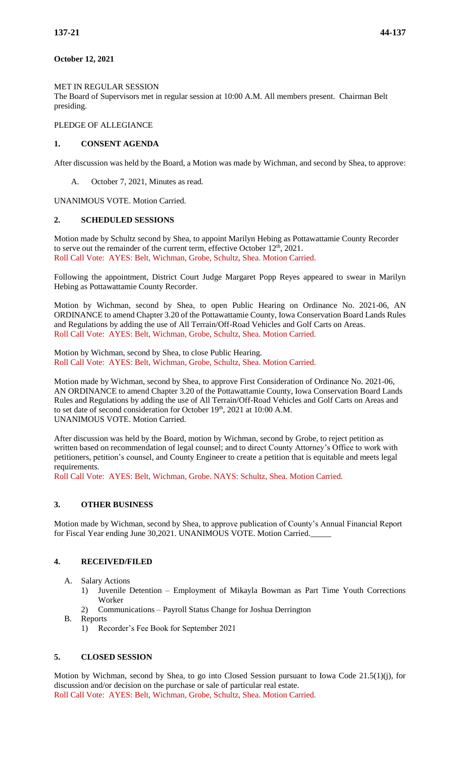**October 12, 2021**

MET IN REGULAR SESSION

The Board of Supervisors met in regular session at 10:00 A.M. All members present. Chairman Belt presiding.

PLEDGE OF ALLEGIANCE

## 1. CONSENT AGENDA

After discussion was held by the Board, a Motion was made by Wichman, and second by Shea, to approve:

A. October 7, 2021, Minutes as read.

UNANIMOUS VOTE. Motion Carried.

## 2. SCHEDULED SESSIONS

Motion made by Schultz second by Shea, to appoint Marilyn Hebing as Pottawattamie County Recorder to serve out the remainder of the current term, effective October 12th, 2021.

Roll Call Vote: AYES: Belt, Wichman, Grobe, Schultz, Shea. Motion Carried.

Following the appointment, District Court Judge Margaret Popp Reyes appeared to swear in Marilyn Hebing as Pottawattamie County Recorder.

Motion by Wichman, second by Shea, to open Public Hearing on Ordinance No. 2021-06, AN ORDINANCE to amend Chapter 3.20 of the Pottawattamie County, Iowa Conservation Board Lands Rules and Regulations by adding the use of All Terrain/Off-Road Vehicles and Golf Carts on Areas.

Roll Call Vote: AYES: Belt, Wichman, Grobe, Schultz, Shea. Motion Carried.

Motion by Wichman, second by Shea, to close Public Hearing.

Roll Call Vote: AYES: Belt, Wichman, Grobe, Schultz, Shea. Motion Carried.

Motion made by Wichman, second by Shea, to approve First Consideration of Ordinance No. 2021-06, AN ORDINANCE to amend Chapter 3.20 of the Pottawattamie County, Iowa Conservation Board Lands Rules and Regulations by adding the use of All Terrain/Off-Road Vehicles and Golf Carts on Areas and to set date of second consideration for October 19th, 2021 at 10:00 A.M.

UNANIMOUS VOTE. Motion Carried.

After discussion was held by the Board, motion by Wichman, second by Grobe, to reject petition as written based on recommendation of legal counsel; and to direct County Attorney's Office to work with petitioners, petition's counsel, and County Engineer to create a petition that is equitable and meets legal requirements.

Roll Call Vote: AYES: Belt, Wichman, Grobe. NAYS: Schultz, Shea. Motion Carried.

## 3. OTHER BUSINESS

Motion made by Wichman, second by Shea, to approve publication of County's Annual Financial Report for Fiscal Year ending June 30,2021. UNANIMOUS VOTE. Motion Carried.\_\_\_\_\_

## 4. RECEIVED/FILED

A. Salary Actions
   1) Juvenile Detention – Employment of Mikayla Bowman as Part Time Youth Corrections Worker
   2) Communications – Payroll Status Change for Joshua Derrington
B. Reports
   1) Recorder's Fee Book for September 2021

## 5. CLOSED SESSION

Motion by Wichman, second by Shea, to go into Closed Session pursuant to Iowa Code 21.5(1)(j), for discussion and/or decision on the purchase or sale of particular real estate.

Roll Call Vote: AYES: Belt, Wichman, Grobe, Schultz, Shea. Motion Carried.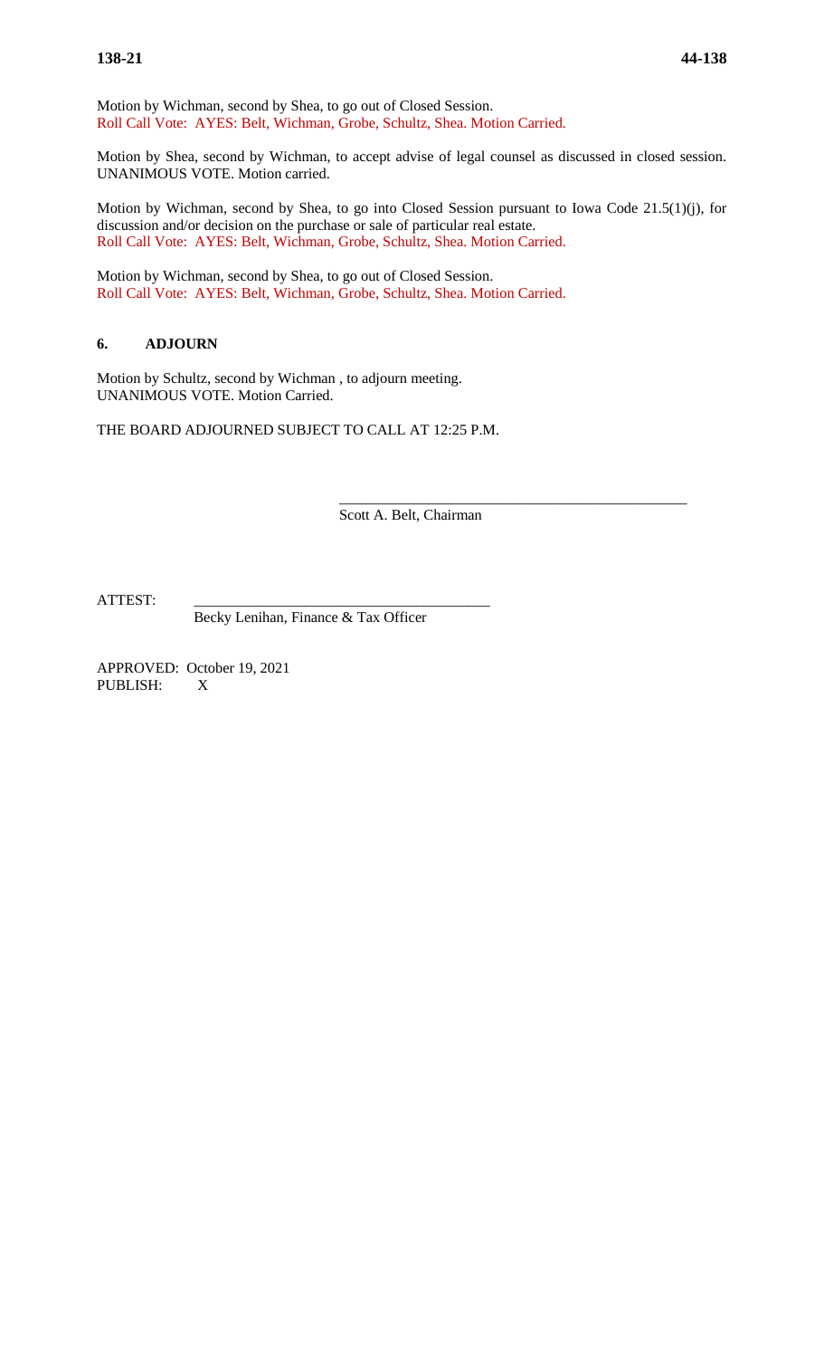Motion by Wichman, second by Shea, to go out of Closed Session.
Roll Call Vote: AYES: Belt, Wichman, Grobe, Schultz, Shea. Motion Carried.

Motion by Shea, second by Wichman, to accept advise of legal counsel as discussed in closed session. UNANIMOUS VOTE. Motion carried.

Motion by Wichman, second by Shea, to go into Closed Session pursuant to Iowa Code 21.5(1)(j), for discussion and/or decision on the purchase or sale of particular real estate.
Roll Call Vote: AYES: Belt, Wichman, Grobe, Schultz, Shea. Motion Carried.

Motion by Wichman, second by Shea, to go out of Closed Session.
Roll Call Vote: AYES: Belt, Wichman, Grobe, Schultz, Shea. Motion Carried.

**6. ADJOURN**

Motion by Schultz, second by Wichman , to adjourn meeting.
UNANIMOUS VOTE. Motion Carried.

THE BOARD ADJOURNED SUBJECT TO CALL AT 12:25 P.M.

\_\_\_\_\_\_\_\_\_\_\_\_\_\_\_\_\_\_\_\_\_\_\_\_\_\_\_\_\_\_\_\_\_\_\_\_\_\_\_\_\_\_\_\_
Scott A. Belt, Chairman

ATTEST: \_\_\_\_\_\_\_\_\_\_\_\_\_\_\_\_\_\_\_\_\_\_\_\_\_\_\_\_\_\_\_\_\_\_\_\_\_\_\_\_
Becky Lenihan, Finance & Tax Officer

APPROVED: October 19, 2021
PUBLISH: X